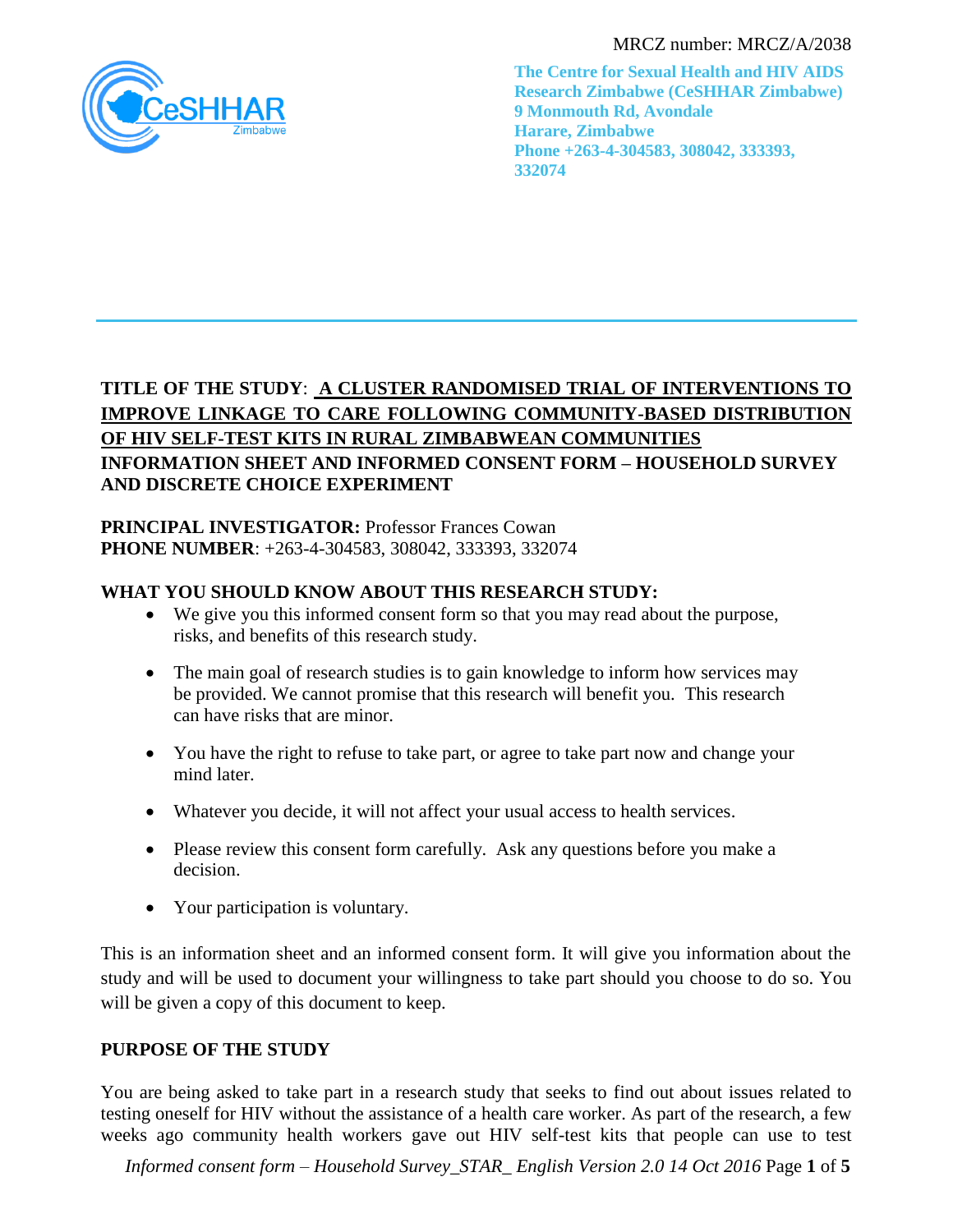MRCZ number: MRCZ/A/2038

**The Centre for Sexual Health and HIV AIDS Research Zimbabwe (CeSHHAR Zimbabwe)**
**9 Monmouth Rd, Avondale**
**Harare, Zimbabwe**
**Phone +263-4-304583, 308042, 333393, 332074**

---

**TITLE OF THE STUDY**: **A CLUSTER RANDOMISED TRIAL OF INTERVENTIONS TO IMPROVE LINKAGE TO CARE FOLLOWING COMMUNITY-BASED DISTRIBUTION OF HIV SELF-TEST KITS IN RURAL ZIMBABWEAN COMMUNITIES**

**INFORMATION SHEET AND INFORMED CONSENT FORM – HOUSEHOLD SURVEY AND DISCRETE CHOICE EXPERIMENT**

**PRINCIPAL INVESTIGATOR:** Professor Frances Cowan
**PHONE NUMBER**: +263-4-304583, 308042, 333393, 332074

## WHAT YOU SHOULD KNOW ABOUT THIS RESEARCH STUDY:

- We give you this informed consent form so that you may read about the purpose, risks, and benefits of this research study.
- The main goal of research studies is to gain knowledge to inform how services may be provided. We cannot promise that this research will benefit you. This research can have risks that are minor.
- You have the right to refuse to take part, or agree to take part now and change your mind later.
- Whatever you decide, it will not affect your usual access to health services.
- Please review this consent form carefully. Ask any questions before you make a decision.
- Your participation is voluntary.

This is an information sheet and an informed consent form. It will give you information about the study and will be used to document your willingness to take part should you choose to do so. You will be given a copy of this document to keep.

## PURPOSE OF THE STUDY

You are being asked to take part in a research study that seeks to find out about issues related to testing oneself for HIV without the assistance of a health care worker. As part of the research, a few weeks ago community health workers gave out HIV self-test kits that people can use to test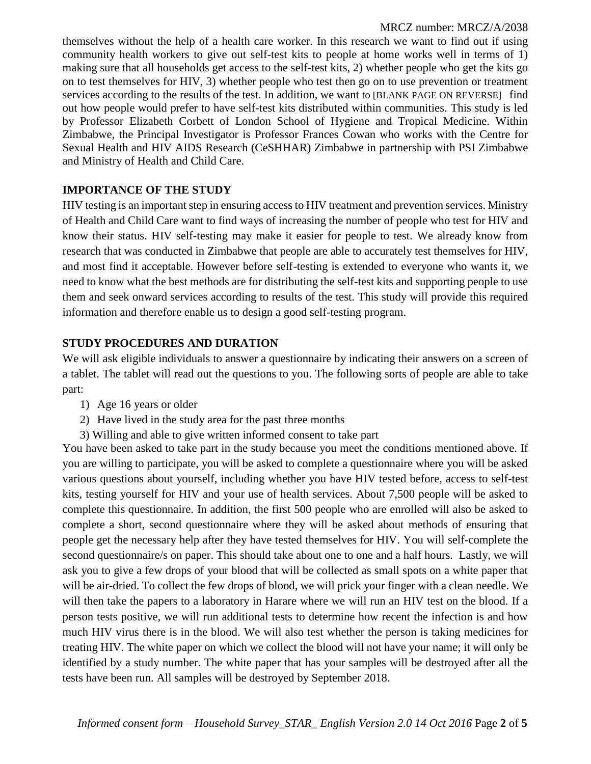themselves without the help of a health care worker. In this research we want to find out if using community health workers to give out self-test kits to people at home works well in terms of 1) making sure that all households get access to the self-test kits, 2) whether people who get the kits go on to test themselves for HIV, 3) whether people who test then go on to use prevention or treatment services according to the results of the test. In addition, we want to [BLANK PAGE ON REVERSE] find out how people would prefer to have self-test kits distributed within communities. This study is led by Professor Elizabeth Corbett of London School of Hygiene and Tropical Medicine. Within Zimbabwe, the Principal Investigator is Professor Frances Cowan who works with the Centre for Sexual Health and HIV AIDS Research (CeSHHAR) Zimbabwe in partnership with PSI Zimbabwe and Ministry of Health and Child Care.

## IMPORTANCE OF THE STUDY

HIV testing is an important step in ensuring access to HIV treatment and prevention services. Ministry of Health and Child Care want to find ways of increasing the number of people who test for HIV and know their status. HIV self-testing may make it easier for people to test. We already know from research that was conducted in Zimbabwe that people are able to accurately test themselves for HIV, and most find it acceptable. However before self-testing is extended to everyone who wants it, we need to know what the best methods are for distributing the self-test kits and supporting people to use them and seek onward services according to results of the test. This study will provide this required information and therefore enable us to design a good self-testing program.

## STUDY PROCEDURES AND DURATION

We will ask eligible individuals to answer a questionnaire by indicating their answers on a screen of a tablet. The tablet will read out the questions to you. The following sorts of people are able to take part:

1) Age 16 years or older
2) Have lived in the study area for the past three months
3) Willing and able to give written informed consent to take part

You have been asked to take part in the study because you meet the conditions mentioned above. If you are willing to participate, you will be asked to complete a questionnaire where you will be asked various questions about yourself, including whether you have HIV tested before, access to self-test kits, testing yourself for HIV and your use of health services. About 7,500 people will be asked to complete this questionnaire. In addition, the first 500 people who are enrolled will also be asked to complete a short, second questionnaire where they will be asked about methods of ensuring that people get the necessary help after they have tested themselves for HIV. You will self-complete the second questionnaire/s on paper. This should take about one to one and a half hours. Lastly, we will ask you to give a few drops of your blood that will be collected as small spots on a white paper that will be air-dried. To collect the few drops of blood, we will prick your finger with a clean needle. We will then take the papers to a laboratory in Harare where we will run an HIV test on the blood. If a person tests positive, we will run additional tests to determine how recent the infection is and how much HIV virus there is in the blood. We will also test whether the person is taking medicines for treating HIV. The white paper on which we collect the blood will not have your name; it will only be identified by a study number. The white paper that has your samples will be destroyed after all the tests have been run. All samples will be destroyed by September 2018.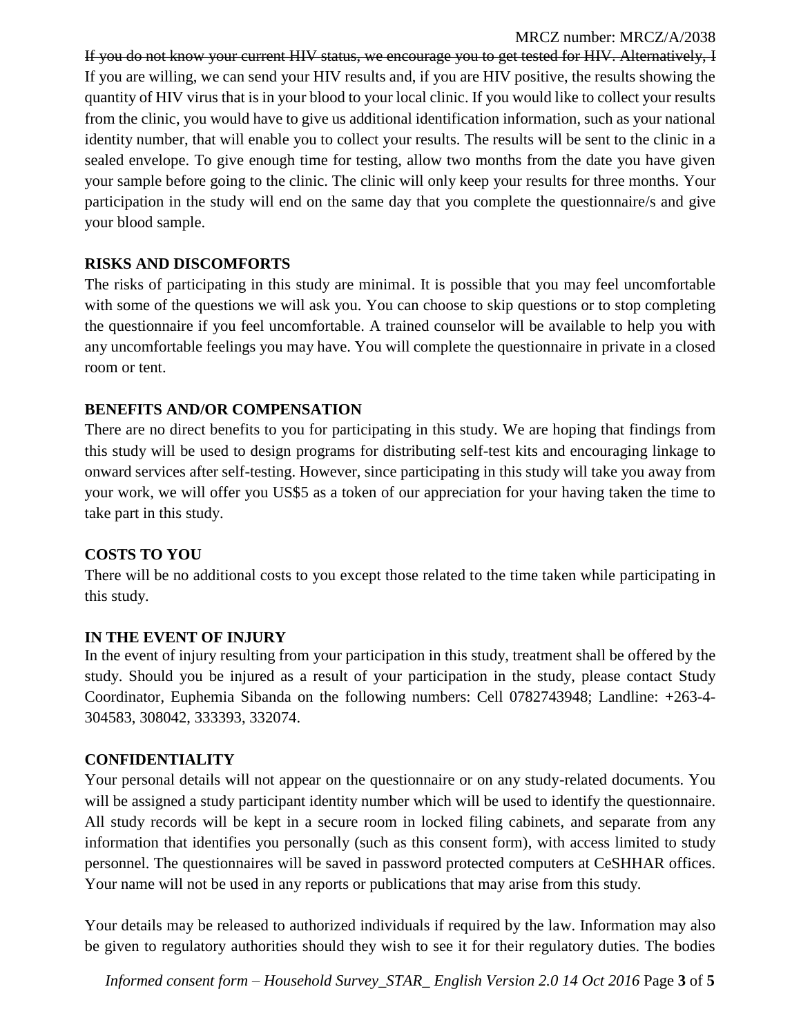~~If you do not know your current HIV status, we encourage you to get tested for HIV. Alternatively, I~~
If you are willing, we can send your HIV results and, if you are HIV positive, the results showing the quantity of HIV virus that is in your blood to your local clinic. If you would like to collect your results from the clinic, you would have to give us additional identification information, such as your national identity number, that will enable you to collect your results. The results will be sent to the clinic in a sealed envelope. To give enough time for testing, allow two months from the date you have given your sample before going to the clinic. The clinic will only keep your results for three months. Your participation in the study will end on the same day that you complete the questionnaire/s and give your blood sample.

**RISKS AND DISCOMFORTS**

The risks of participating in this study are minimal. It is possible that you may feel uncomfortable with some of the questions we will ask you. You can choose to skip questions or to stop completing the questionnaire if you feel uncomfortable. A trained counselor will be available to help you with any uncomfortable feelings you may have. You will complete the questionnaire in private in a closed room or tent.

**BENEFITS AND/OR COMPENSATION**

There are no direct benefits to you for participating in this study. We are hoping that findings from this study will be used to design programs for distributing self-test kits and encouraging linkage to onward services after self-testing. However, since participating in this study will take you away from your work, we will offer you US$5 as a token of our appreciation for your having taken the time to take part in this study.

**COSTS TO YOU**

There will be no additional costs to you except those related to the time taken while participating in this study.

**IN THE EVENT OF INJURY**

In the event of injury resulting from your participation in this study, treatment shall be offered by the study. Should you be injured as a result of your participation in the study, please contact Study Coordinator, Euphemia Sibanda on the following numbers: Cell 0782743948; Landline: +263-4-304583, 308042, 333393, 332074.

**CONFIDENTIALITY**

Your personal details will not appear on the questionnaire or on any study-related documents. You will be assigned a study participant identity number which will be used to identify the questionnaire. All study records will be kept in a secure room in locked filing cabinets, and separate from any information that identifies you personally (such as this consent form), with access limited to study personnel. The questionnaires will be saved in password protected computers at CeSHHAR offices. Your name will not be used in any reports or publications that may arise from this study.

Your details may be released to authorized individuals if required by the law. Information may also be given to regulatory authorities should they wish to see it for their regulatory duties. The bodies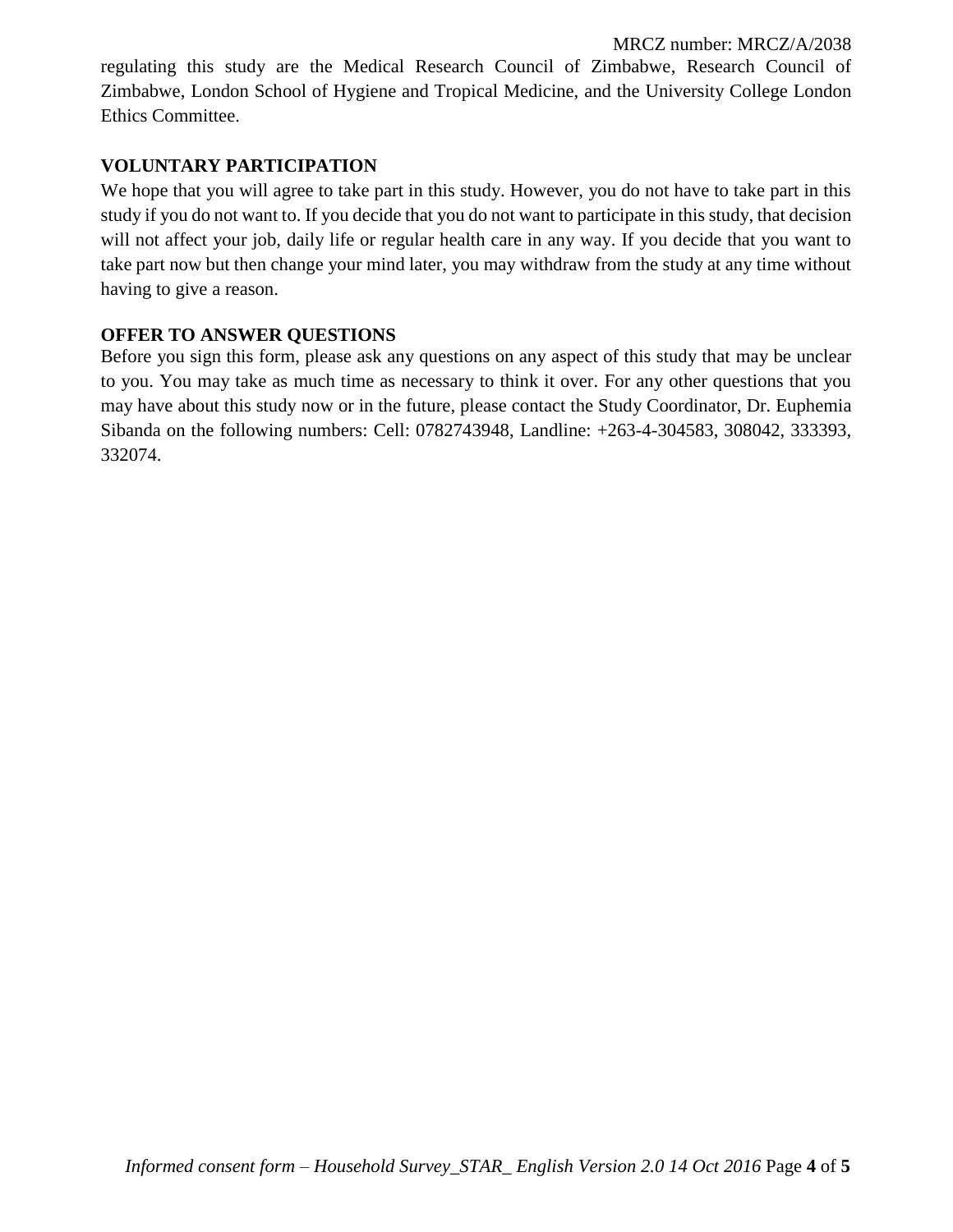regulating this study are the Medical Research Council of Zimbabwe, Research Council of Zimbabwe, London School of Hygiene and Tropical Medicine, and the University College London Ethics Committee.

**VOLUNTARY PARTICIPATION**

We hope that you will agree to take part in this study. However, you do not have to take part in this study if you do not want to. If you decide that you do not want to participate in this study, that decision will not affect your job, daily life or regular health care in any way. If you decide that you want to take part now but then change your mind later, you may withdraw from the study at any time without having to give a reason.

**OFFER TO ANSWER QUESTIONS**

Before you sign this form, please ask any questions on any aspect of this study that may be unclear to you. You may take as much time as necessary to think it over. For any other questions that you may have about this study now or in the future, please contact the Study Coordinator, Dr. Euphemia Sibanda on the following numbers: Cell: 0782743948, Landline: +263-4-304583, 308042, 333393, 332074.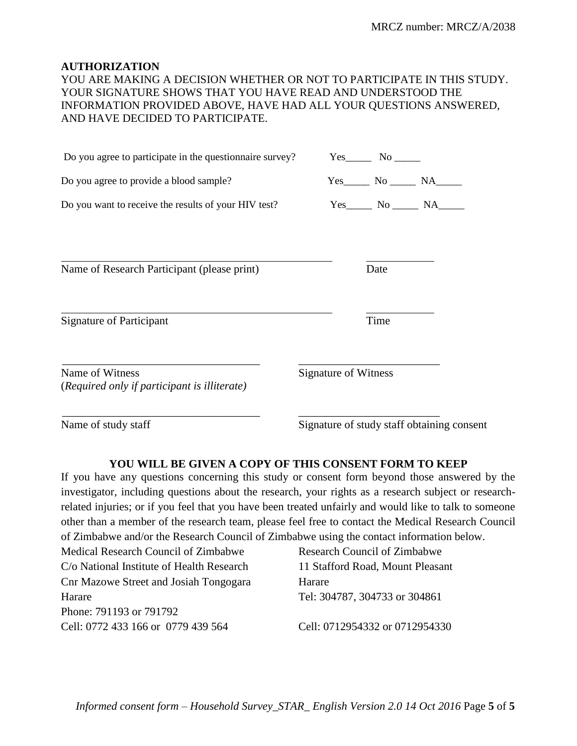**AUTHORIZATION**

YOU ARE MAKING A DECISION WHETHER OR NOT TO PARTICIPATE IN THIS STUDY. YOUR SIGNATURE SHOWS THAT YOU HAVE READ AND UNDERSTOOD THE INFORMATION PROVIDED ABOVE, HAVE HAD ALL YOUR QUESTIONS ANSWERED, AND HAVE DECIDED TO PARTICIPATE.

Do you agree to participate in the questionnaire survey? Yes_____ No _____

Do you agree to provide a blood sample? Yes_____ No _____ NA_____

Do you want to receive the results of your HIV test? Yes_____ No _____ NA_____

_______________________________________________ ____________

Name of Research Participant (please print) Date

_______________________________________________ ____________

Signature of Participant Time

___________________________________ _________________________

Name of Witness Signature of Witness

(*Required only if participant is illiterate*)

___________________________________ _________________________

Name of study staff Signature of study staff obtaining consent

**YOU WILL BE GIVEN A COPY OF THIS CONSENT FORM TO KEEP**

If you have any questions concerning this study or consent form beyond those answered by the investigator, including questions about the research, your rights as a research subject or research-related injuries; or if you feel that you have been treated unfairly and would like to talk to someone other than a member of the research team, please feel free to contact the Medical Research Council of Zimbabwe and/or the Research Council of Zimbabwe using the contact information below.

Medical Research Council of Zimbabwe
C/o National Institute of Health Research
Cnr Mazowe Street and Josiah Tongogara
Harare
Phone: 791193 or 791792
Cell: 0772 433 166 or 0779 439 564

Research Council of Zimbabwe
11 Stafford Road, Mount Pleasant
Harare
Tel: 304787, 304733 or 304861
Cell: 0712954332 or 0712954330